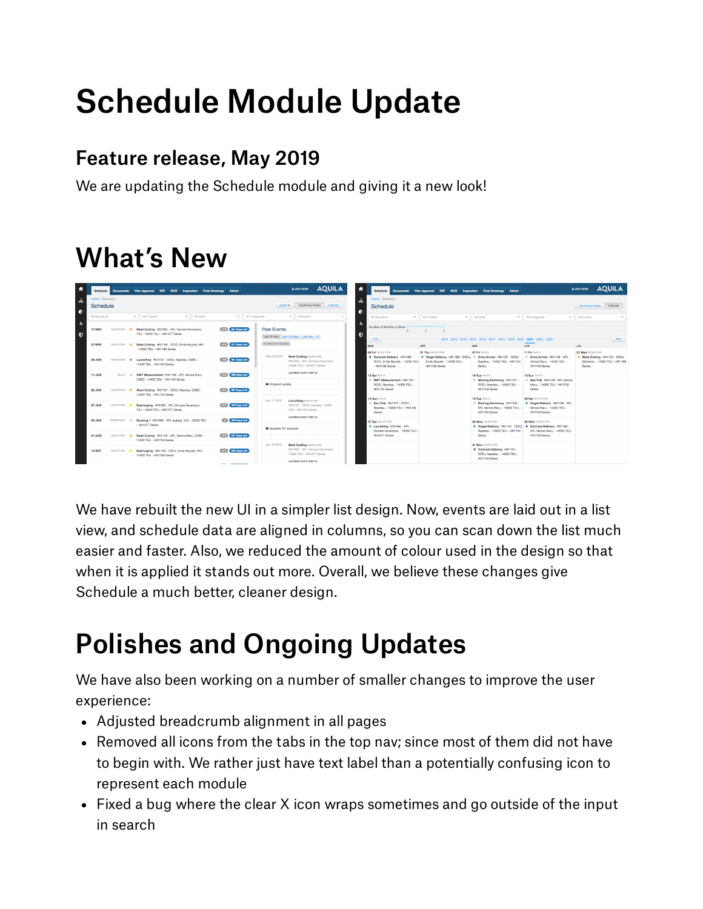# Schedule Module Update

## Feature release, May 2019

We are updating the Schedule module and giving it a new look!

# What's New

We have rebuilt the new UI in a simpler list design. Now, events are laid out in a list view, and schedule data are aligned in columns, so you can scan down the list much easier and faster. Also, we reduced the amount of colour used in the design so that when it is applied it stands out more. Overall, we believe these changes give Schedule a much better, cleaner design.

# Polishes and Ongoing Updates

We have also been working on a number of smaller changes to improve the user experience:

- Adjusted breadcrumb alignment in all pages
- Removed all icons from the tabs in the top nav; since most of them did not have to begin with. We rather just have text label than a potentially confusing icon to represent each module
- Fixed a bug where the clear X icon wraps sometimes and go outside of the input in search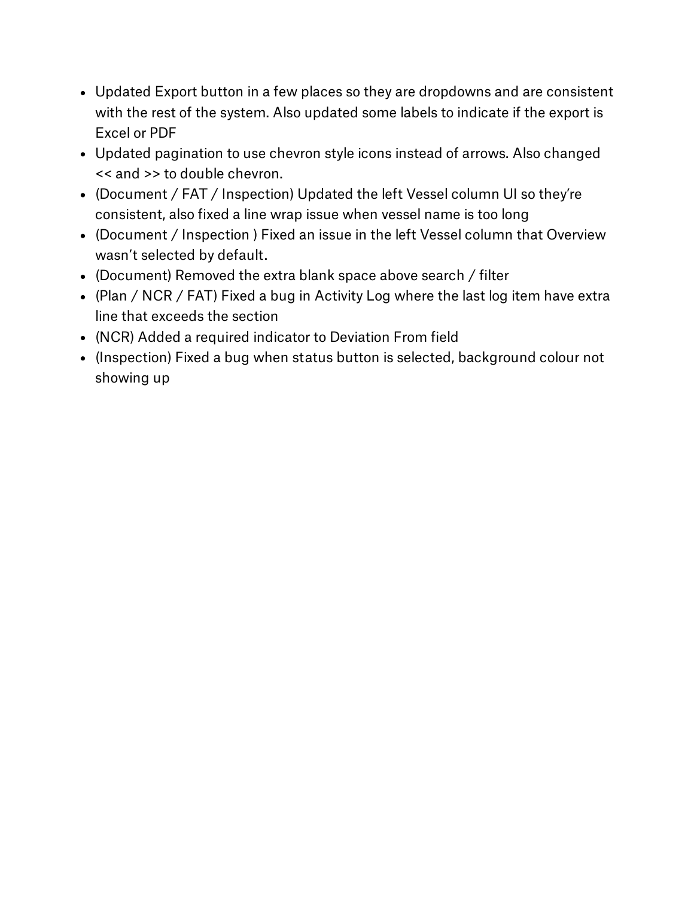- Updated Export button in a few places so they are dropdowns and are consistent with the rest of the system. Also updated some labels to indicate if the export is Excel or PDF
- Updated pagination to use chevron style icons instead of arrows. Also changed << and >> to double chevron.
- (Document / FAT / Inspection) Updated the left Vessel column UI so they're consistent, also fixed a line wrap issue when vessel name is too long
- (Document / Inspection ) Fixed an issue in the left Vessel column that Overview wasn't selected by default.
- (Document) Removed the extra blank space above search / filter
- (Plan / NCR / FAT) Fixed a bug in Activity Log where the last log item have extra line that exceeds the section
- (NCR) Added a required indicator to Deviation From field
- (Inspection) Fixed a bug when status button is selected, background colour not showing up